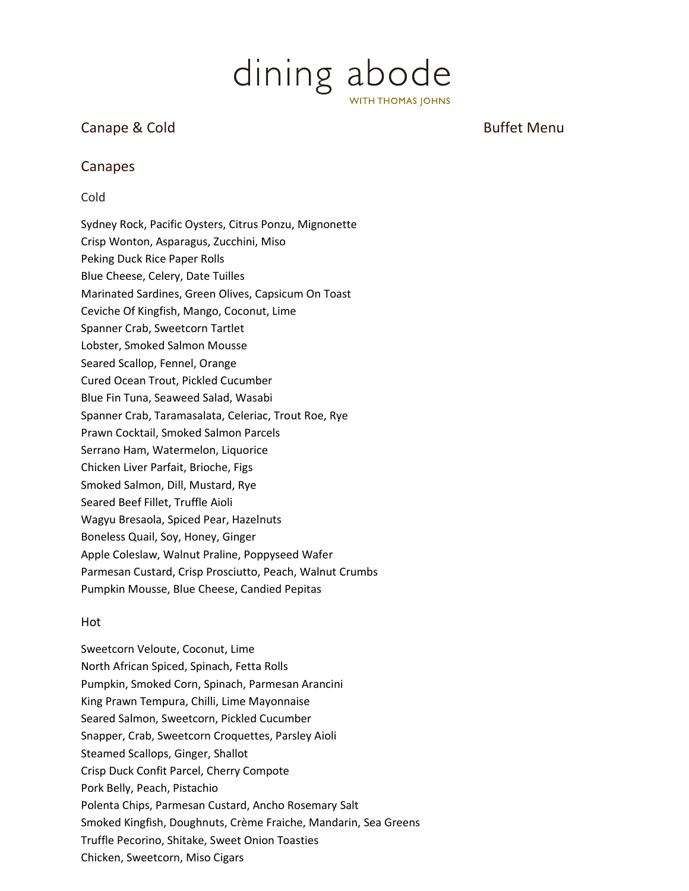# dining abode

WITH THOMAS JOHNS

## Canape & Cold Buffet Menu

## Canapes

### Cold

Sydney Rock, Pacific Oysters, Citrus Ponzu, Mignonette
Crisp Wonton, Asparagus, Zucchini, Miso
Peking Duck Rice Paper Rolls
Blue Cheese, Celery, Date Tuilles
Marinated Sardines, Green Olives, Capsicum On Toast
Ceviche Of Kingfish, Mango, Coconut, Lime
Spanner Crab, Sweetcorn Tartlet
Lobster, Smoked Salmon Mousse
Seared Scallop, Fennel, Orange
Cured Ocean Trout, Pickled Cucumber
Blue Fin Tuna, Seaweed Salad, Wasabi
Spanner Crab, Taramasalata, Celeriac, Trout Roe, Rye
Prawn Cocktail, Smoked Salmon Parcels
Serrano Ham, Watermelon, Liquorice
Chicken Liver Parfait, Brioche, Figs
Smoked Salmon, Dill, Mustard, Rye
Seared Beef Fillet, Truffle Aioli
Wagyu Bresaola, Spiced Pear, Hazelnuts
Boneless Quail, Soy, Honey, Ginger
Apple Coleslaw, Walnut Praline, Poppyseed Wafer
Parmesan Custard, Crisp Prosciutto, Peach, Walnut Crumbs
Pumpkin Mousse, Blue Cheese, Candied Pepitas

### Hot

Sweetcorn Veloute, Coconut, Lime
North African Spiced, Spinach, Fetta Rolls
Pumpkin, Smoked Corn, Spinach, Parmesan Arancini
King Prawn Tempura, Chilli, Lime Mayonnaise
Seared Salmon, Sweetcorn, Pickled Cucumber
Snapper, Crab, Sweetcorn Croquettes, Parsley Aioli
Steamed Scallops, Ginger, Shallot
Crisp Duck Confit Parcel, Cherry Compote
Pork Belly, Peach, Pistachio
Polenta Chips, Parmesan Custard, Ancho Rosemary Salt
Smoked Kingfish, Doughnuts, Crème Fraiche, Mandarin, Sea Greens
Truffle Pecorino, Shitake, Sweet Onion Toasties
Chicken, Sweetcorn, Miso Cigars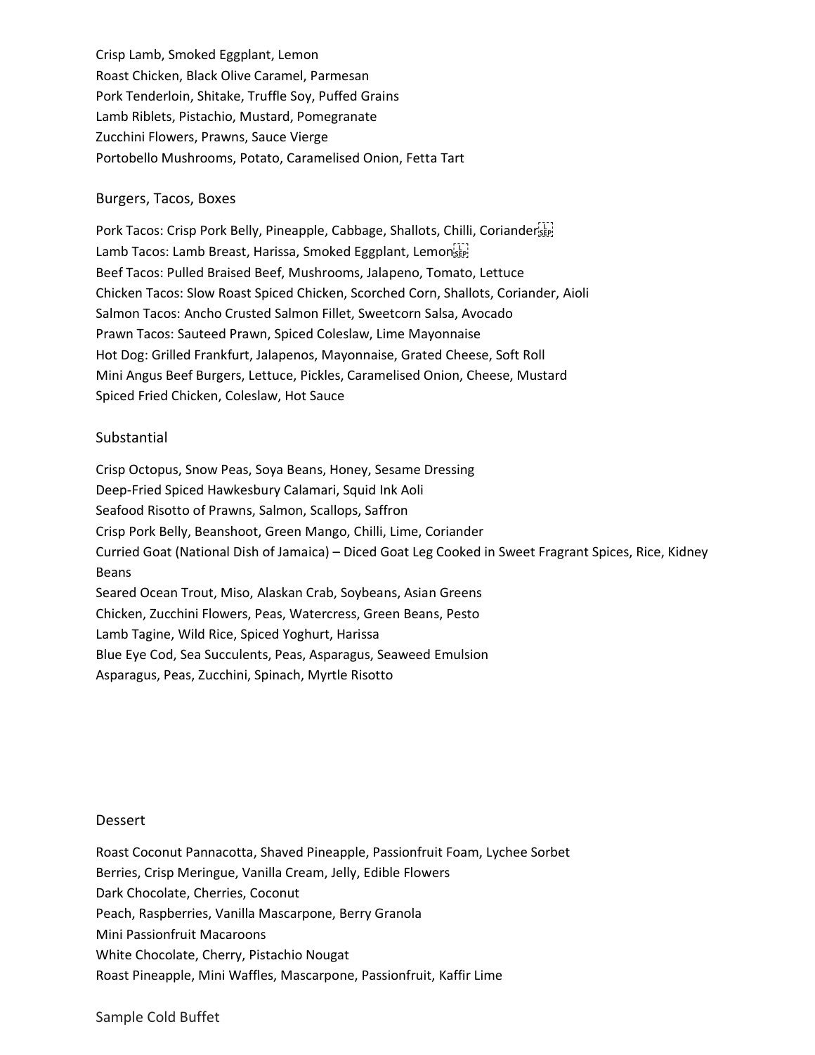Crisp Lamb, Smoked Eggplant, Lemon
Roast Chicken, Black Olive Caramel, Parmesan
Pork Tenderloin, Shitake, Truffle Soy, Puffed Grains
Lamb Riblets, Pistachio, Mustard, Pomegranate
Zucchini Flowers, Prawns, Sauce Vierge
Portobello Mushrooms, Potato, Caramelised Onion, Fetta Tart

## Burgers, Tacos, Boxes

Pork Tacos: Crisp Pork Belly, Pineapple, Cabbage, Shallots, Chilli, Coriander
Lamb Tacos: Lamb Breast, Harissa, Smoked Eggplant, Lemon
Beef Tacos: Pulled Braised Beef, Mushrooms, Jalapeno, Tomato, Lettuce
Chicken Tacos: Slow Roast Spiced Chicken, Scorched Corn, Shallots, Coriander, Aioli
Salmon Tacos: Ancho Crusted Salmon Fillet, Sweetcorn Salsa, Avocado
Prawn Tacos: Sauteed Prawn, Spiced Coleslaw, Lime Mayonnaise
Hot Dog: Grilled Frankfurt, Jalapenos, Mayonnaise, Grated Cheese, Soft Roll
Mini Angus Beef Burgers, Lettuce, Pickles, Caramelised Onion, Cheese, Mustard
Spiced Fried Chicken, Coleslaw, Hot Sauce

## Substantial

Crisp Octopus, Snow Peas, Soya Beans, Honey, Sesame Dressing
Deep-Fried Spiced Hawkesbury Calamari, Squid Ink Aoli
Seafood Risotto of Prawns, Salmon, Scallops, Saffron
Crisp Pork Belly, Beanshoot, Green Mango, Chilli, Lime, Coriander
Curried Goat (National Dish of Jamaica) – Diced Goat Leg Cooked in Sweet Fragrant Spices, Rice, Kidney Beans
Seared Ocean Trout, Miso, Alaskan Crab, Soybeans, Asian Greens
Chicken, Zucchini Flowers, Peas, Watercress, Green Beans, Pesto
Lamb Tagine, Wild Rice, Spiced Yoghurt, Harissa
Blue Eye Cod, Sea Succulents, Peas, Asparagus, Seaweed Emulsion
Asparagus, Peas, Zucchini, Spinach, Myrtle Risotto

## Dessert

Roast Coconut Pannacotta, Shaved Pineapple, Passionfruit Foam, Lychee Sorbet
Berries, Crisp Meringue, Vanilla Cream, Jelly, Edible Flowers
Dark Chocolate, Cherries, Coconut
Peach, Raspberries, Vanilla Mascarpone, Berry Granola
Mini Passionfruit Macaroons
White Chocolate, Cherry, Pistachio Nougat
Roast Pineapple, Mini Waffles, Mascarpone, Passionfruit, Kaffir Lime

## Sample Cold Buffet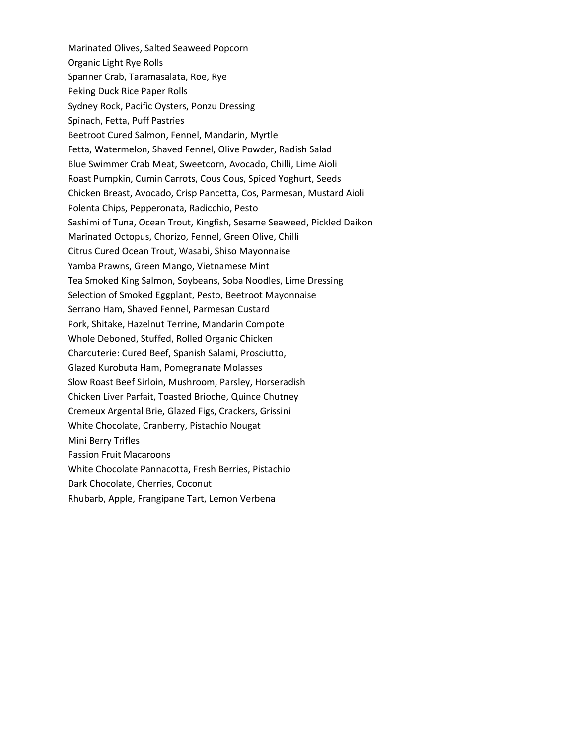Marinated Olives, Salted Seaweed Popcorn

Organic Light Rye Rolls

Spanner Crab, Taramasalata, Roe, Rye

Peking Duck Rice Paper Rolls

Sydney Rock, Pacific Oysters, Ponzu Dressing

Spinach, Fetta, Puff Pastries

Beetroot Cured Salmon, Fennel, Mandarin, Myrtle

Fetta, Watermelon, Shaved Fennel, Olive Powder, Radish Salad

Blue Swimmer Crab Meat, Sweetcorn, Avocado, Chilli, Lime Aioli

Roast Pumpkin, Cumin Carrots, Cous Cous, Spiced Yoghurt, Seeds

Chicken Breast, Avocado, Crisp Pancetta, Cos, Parmesan, Mustard Aioli

Polenta Chips, Pepperonata, Radicchio, Pesto

Sashimi of Tuna, Ocean Trout, Kingfish, Sesame Seaweed, Pickled Daikon

Marinated Octopus, Chorizo, Fennel, Green Olive, Chilli

Citrus Cured Ocean Trout, Wasabi, Shiso Mayonnaise

Yamba Prawns, Green Mango, Vietnamese Mint

Tea Smoked King Salmon, Soybeans, Soba Noodles, Lime Dressing

Selection of Smoked Eggplant, Pesto, Beetroot Mayonnaise

Serrano Ham, Shaved Fennel, Parmesan Custard

Pork, Shitake, Hazelnut Terrine, Mandarin Compote

Whole Deboned, Stuffed, Rolled Organic Chicken

Charcuterie: Cured Beef, Spanish Salami, Prosciutto,

Glazed Kurobuta Ham, Pomegranate Molasses

Slow Roast Beef Sirloin, Mushroom, Parsley, Horseradish

Chicken Liver Parfait, Toasted Brioche, Quince Chutney

Cremeux Argental Brie, Glazed Figs, Crackers, Grissini

White Chocolate, Cranberry, Pistachio Nougat

Mini Berry Trifles

Passion Fruit Macaroons

White Chocolate Pannacotta, Fresh Berries, Pistachio

Dark Chocolate, Cherries, Coconut

Rhubarb, Apple, Frangipane Tart, Lemon Verbena